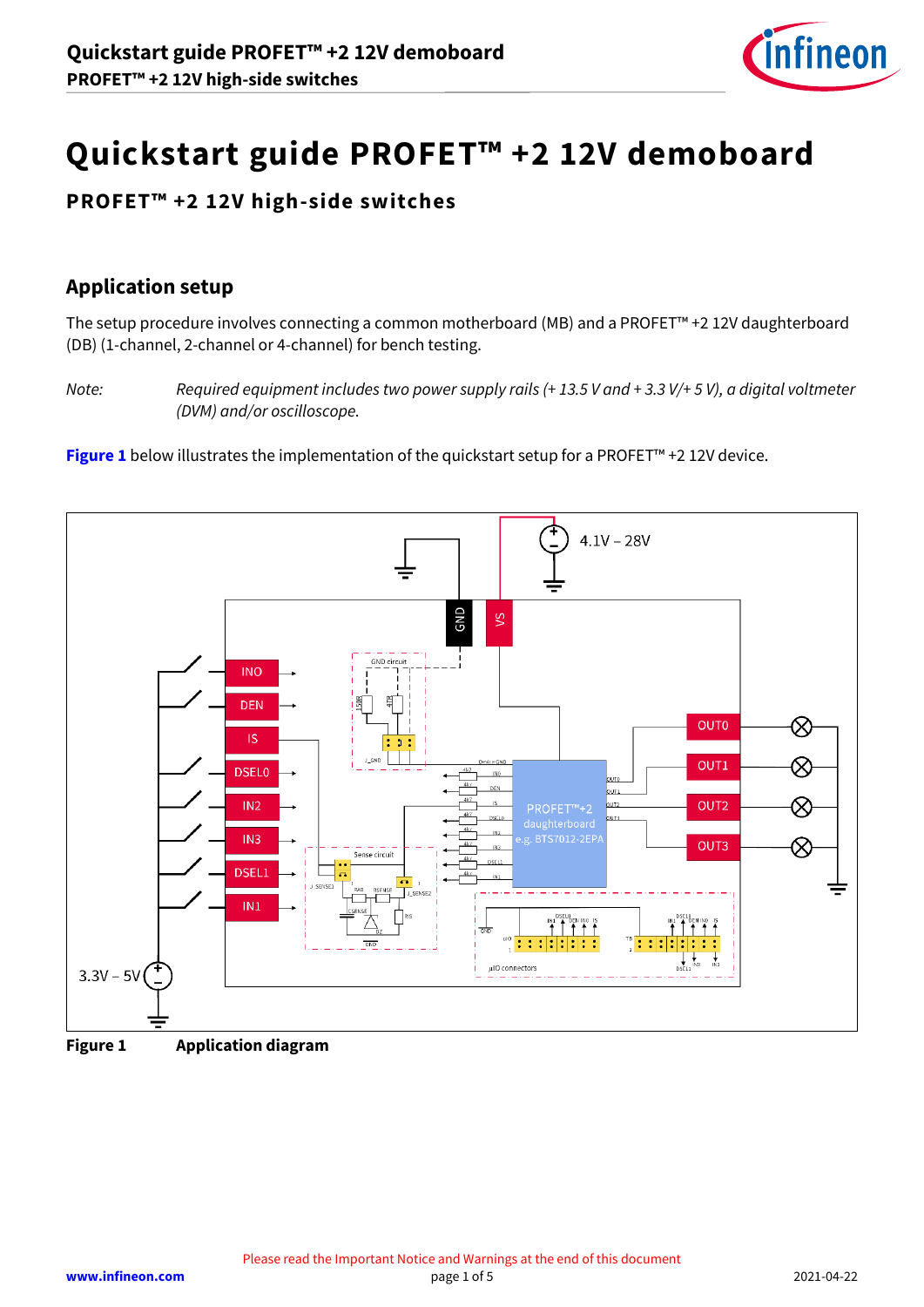# Quickstart guide PROFET™ +2 12V demoboard

## PROFET™ +2 12V high-side switches

### Application setup

The setup procedure involves connecting a common motherboard (MB) and a PROFET™ +2 12V daughterboard (DB) (1-channel, 2-channel or 4-channel) for bench testing.

*Note: Required equipment includes two power supply rails (+ 13.5 V and + 3.3 V/+ 5 V), a digital voltmeter (DVM) and/or oscilloscope.*

**Figure 1** below illustrates the implementation of the quickstart setup for a PROFET™ +2 12V device.

**Figure 1** **Application diagram**

Please read the Important Notice and Warnings at the end of this document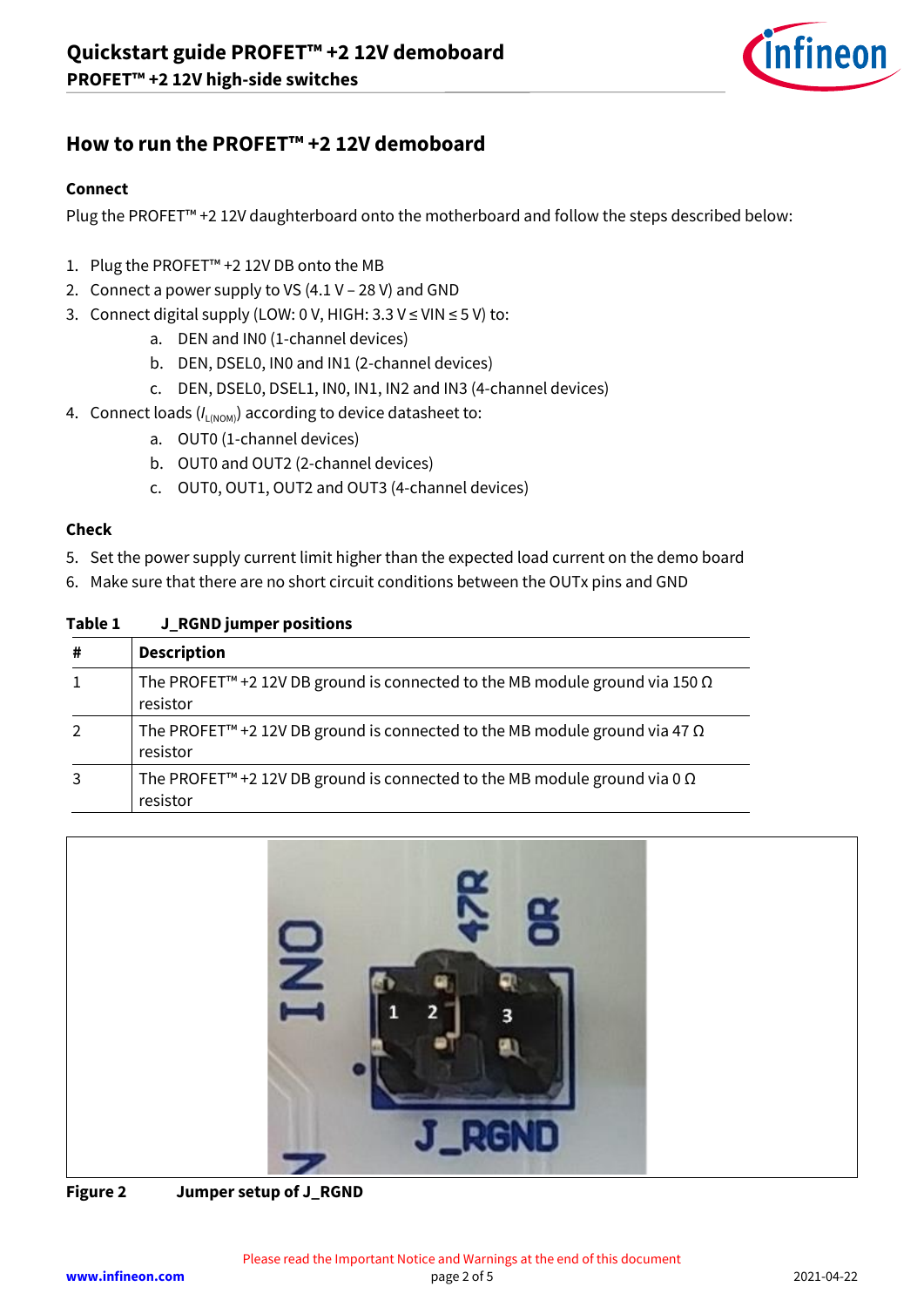## How to run the PROFET™ +2 12V demoboard

### Connect

Plug the PROFET™ +2 12V daughterboard onto the motherboard and follow the steps described below:

1. Plug the PROFET™ +2 12V DB onto the MB
2. Connect a power supply to VS (4.1 V – 28 V) and GND
3. Connect digital supply (LOW: 0 V, HIGH: 3.3 V ≤ VIN ≤ 5 V) to:
   a. DEN and IN0 (1-channel devices)
   b. DEN, DSEL0, IN0 and IN1 (2-channel devices)
   c. DEN, DSEL0, DSEL1, IN0, IN1, IN2 and IN3 (4-channel devices)
4. Connect loads ($I_{L(NOM)}$) according to device datasheet to:
   a. OUT0 (1-channel devices)
   b. OUT0 and OUT2 (2-channel devices)
   c. OUT0, OUT1, OUT2 and OUT3 (4-channel devices)

### Check

5. Set the power supply current limit higher than the expected load current on the demo board
6. Make sure that there are no short circuit conditions between the OUTx pins and GND

**Table 1 J_RGND jumper positions**

| # | Description |
|---|---|
| 1 | The PROFET™ +2 12V DB ground is connected to the MB module ground via 150 Ω resistor |
| 2 | The PROFET™ +2 12V DB ground is connected to the MB module ground via 47 Ω resistor |
| 3 | The PROFET™ +2 12V DB ground is connected to the MB module ground via 0 Ω resistor |

**Figure 2 Jumper setup of J_RGND**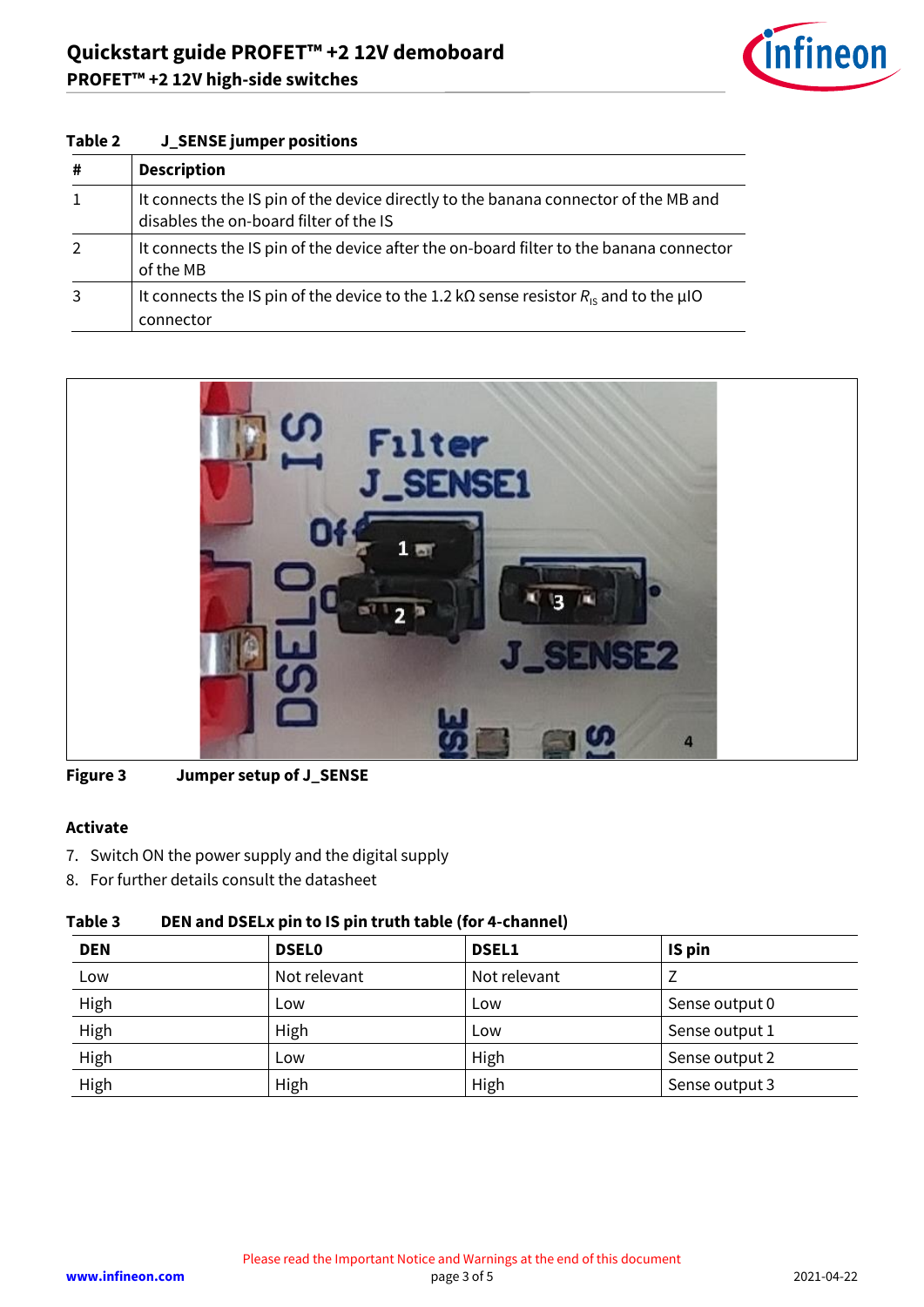**Table 2 J_SENSE jumper positions**

| # | Description |
|---|---|
| 1 | It connects the IS pin of the device directly to the banana connector of the MB and disables the on-board filter of the IS |
| 2 | It connects the IS pin of the device after the on-board filter to the banana connector of the MB |
| 3 | It connects the IS pin of the device to the 1.2 kΩ sense resistor $R_{IS}$ and to the µIO connector |

**Figure 3 Jumper setup of J_SENSE**

### Activate

7. Switch ON the power supply and the digital supply
8. For further details consult the datasheet

**Table 3 DEN and DSELx pin to IS pin truth table (for 4-channel)**

| DEN | DSEL0 | DSEL1 | IS pin |
|---|---|---|---|
| Low | Not relevant | Not relevant | Z |
| High | Low | Low | Sense output 0 |
| High | High | Low | Sense output 1 |
| High | Low | High | Sense output 2 |
| High | High | High | Sense output 3 |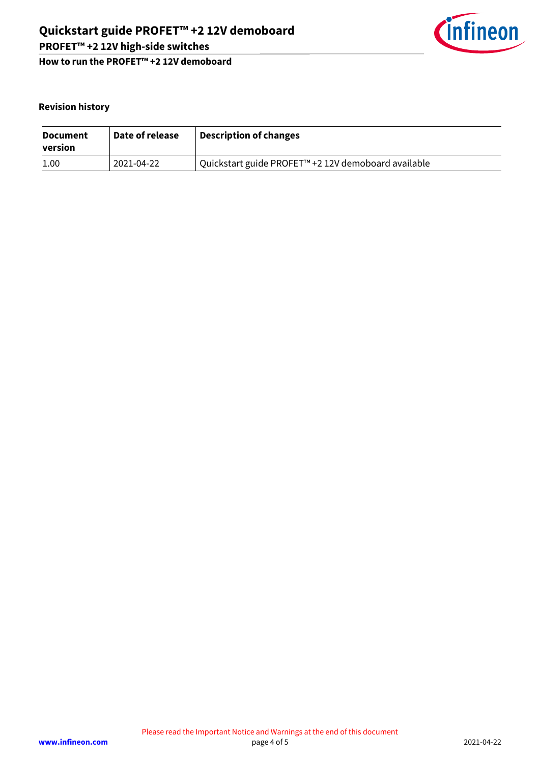## Revision history

| Document version | Date of release | Description of changes |
| --- | --- | --- |
| 1.00 | 2021-04-22 | Quickstart guide PROFET™ +2 12V demoboard available |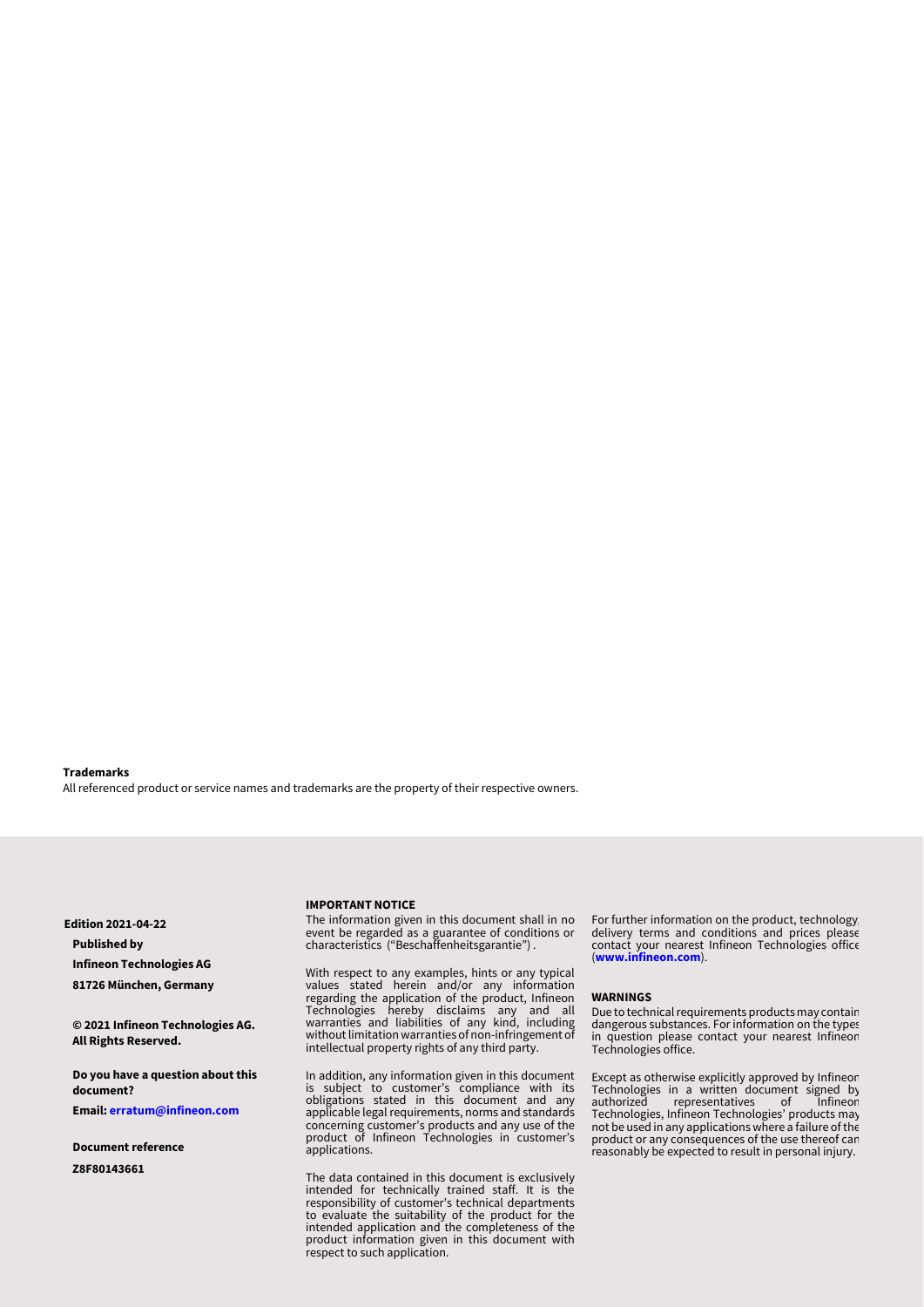**Trademarks**

All referenced product or service names and trademarks are the property of their respective owners.

**Edition 2021-04-22**

**Published by**

**Infineon Technologies AG**

**81726 München, Germany**

**© 2021 Infineon Technologies AG. All Rights Reserved.**

**Do you have a question about this document?**

**Email: erratum@infineon.com**

**Document reference**

**Z8F80143661**

**IMPORTANT NOTICE**

The information given in this document shall in no event be regarded as a guarantee of conditions or characteristics ("Beschaffenheitsgarantie") .

With respect to any examples, hints or any typical values stated herein and/or any information regarding the application of the product, Infineon Technologies hereby disclaims any and all warranties and liabilities of any kind, including without limitation warranties of non-infringement of intellectual property rights of any third party.

In addition, any information given in this document is subject to customer's compliance with its obligations stated in this document and any applicable legal requirements, norms and standards concerning customer's products and any use of the product of Infineon Technologies in customer's applications.

The data contained in this document is exclusively intended for technically trained staff. It is the responsibility of customer's technical departments to evaluate the suitability of the product for the intended application and the completeness of the product information given in this document with respect to such application.

For further information on the product, technology, delivery terms and conditions and prices please contact your nearest Infineon Technologies office (**www.infineon.com**).

**WARNINGS**

Due to technical requirements products may contain dangerous substances. For information on the types in question please contact your nearest Infineon Technologies office.

Except as otherwise explicitly approved by Infineon Technologies in a written document signed by authorized representatives of Infineon Technologies, Infineon Technologies' products may not be used in any applications where a failure of the product or any consequences of the use thereof can reasonably be expected to result in personal injury.